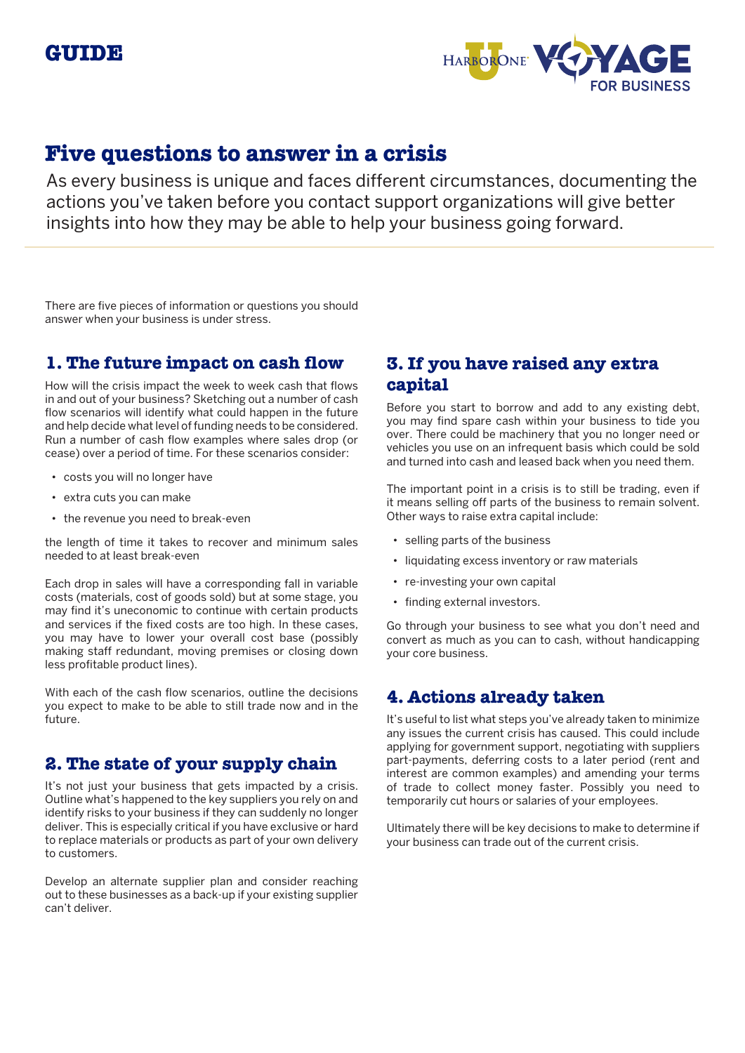GUIDE

# Five questions to answer in a crisis

As every business is unique and faces different circumstances, documenting the actions you've taken before you contact support organizations will give better insights into how they may be able to help your business going forward.

There are five pieces of information or questions you should answer when your business is under stress.

## 1. The future impact on cash flow

How will the crisis impact the week to week cash that flows in and out of your business? Sketching out a number of cash flow scenarios will identify what could happen in the future and help decide what level of funding needs to be considered. Run a number of cash flow examples where sales drop (or cease) over a period of time. For these scenarios consider:

- costs you will no longer have
- extra cuts you can make
- the revenue you need to break-even

the length of time it takes to recover and minimum sales needed to at least break-even

Each drop in sales will have a corresponding fall in variable costs (materials, cost of goods sold) but at some stage, you may find it's uneconomic to continue with certain products and services if the fixed costs are too high. In these cases, you may have to lower your overall cost base (possibly making staff redundant, moving premises or closing down less profitable product lines).

With each of the cash flow scenarios, outline the decisions you expect to make to be able to still trade now and in the future.

## 2. The state of your supply chain

It's not just your business that gets impacted by a crisis. Outline what's happened to the key suppliers you rely on and identify risks to your business if they can suddenly no longer deliver. This is especially critical if you have exclusive or hard to replace materials or products as part of your own delivery to customers.

Develop an alternate supplier plan and consider reaching out to these businesses as a back-up if your existing supplier can't deliver.

## 3. If you have raised any extra capital

Before you start to borrow and add to any existing debt, you may find spare cash within your business to tide you over. There could be machinery that you no longer need or vehicles you use on an infrequent basis which could be sold and turned into cash and leased back when you need them.

The important point in a crisis is to still be trading, even if it means selling off parts of the business to remain solvent. Other ways to raise extra capital include:

- selling parts of the business
- liquidating excess inventory or raw materials
- re-investing your own capital
- finding external investors.

Go through your business to see what you don't need and convert as much as you can to cash, without handicapping your core business.

## 4. Actions already taken

It's useful to list what steps you've already taken to minimize any issues the current crisis has caused. This could include applying for government support, negotiating with suppliers part-payments, deferring costs to a later period (rent and interest are common examples) and amending your terms of trade to collect money faster. Possibly you need to temporarily cut hours or salaries of your employees.

Ultimately there will be key decisions to make to determine if your business can trade out of the current crisis.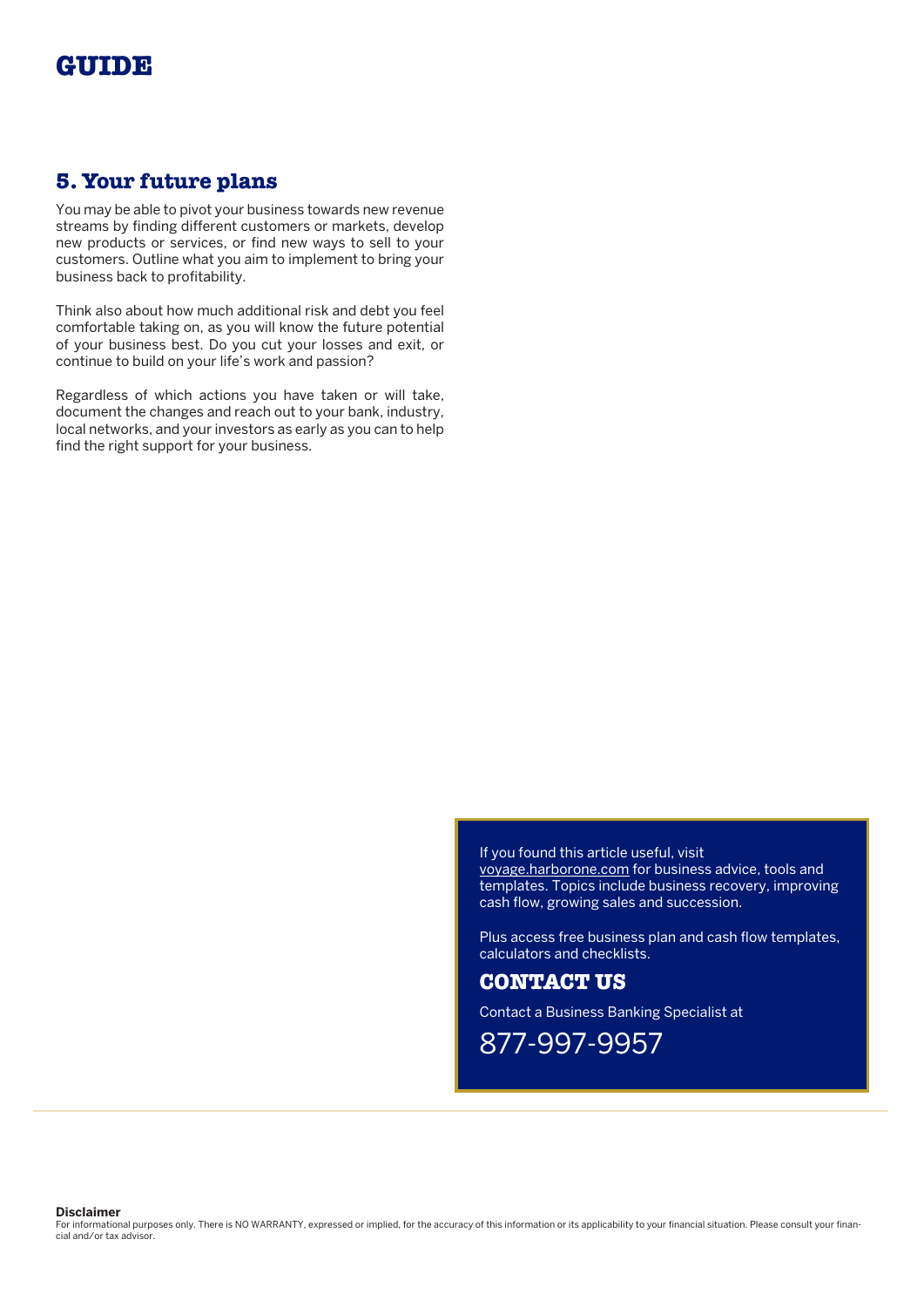## 5. Your future plans

You may be able to pivot your business towards new revenue streams by finding different customers or markets, develop new products or services, or find new ways to sell to your customers. Outline what you aim to implement to bring your business back to profitability.

Think also about how much additional risk and debt you feel comfortable taking on, as you will know the future potential of your business best. Do you cut your losses and exit, or continue to build on your life's work and passion?

Regardless of which actions you have taken or will take, document the changes and reach out to your bank, industry, local networks, and your investors as early as you can to help find the right support for your business.

If you found this article useful, visit voyage.harborone.com for business advice, tools and templates. Topics include business recovery, improving cash flow, growing sales and succession.

Plus access free business plan and cash flow templates, calculators and checklists.

### CONTACT US

Contact a Business Banking Specialist at

877-997-9957

**Disclaimer**
For informational purposes only. There is NO WARRANTY, expressed or implied, for the accuracy of this information or its applicability to your financial situation. Please consult your financial and/or tax advisor.